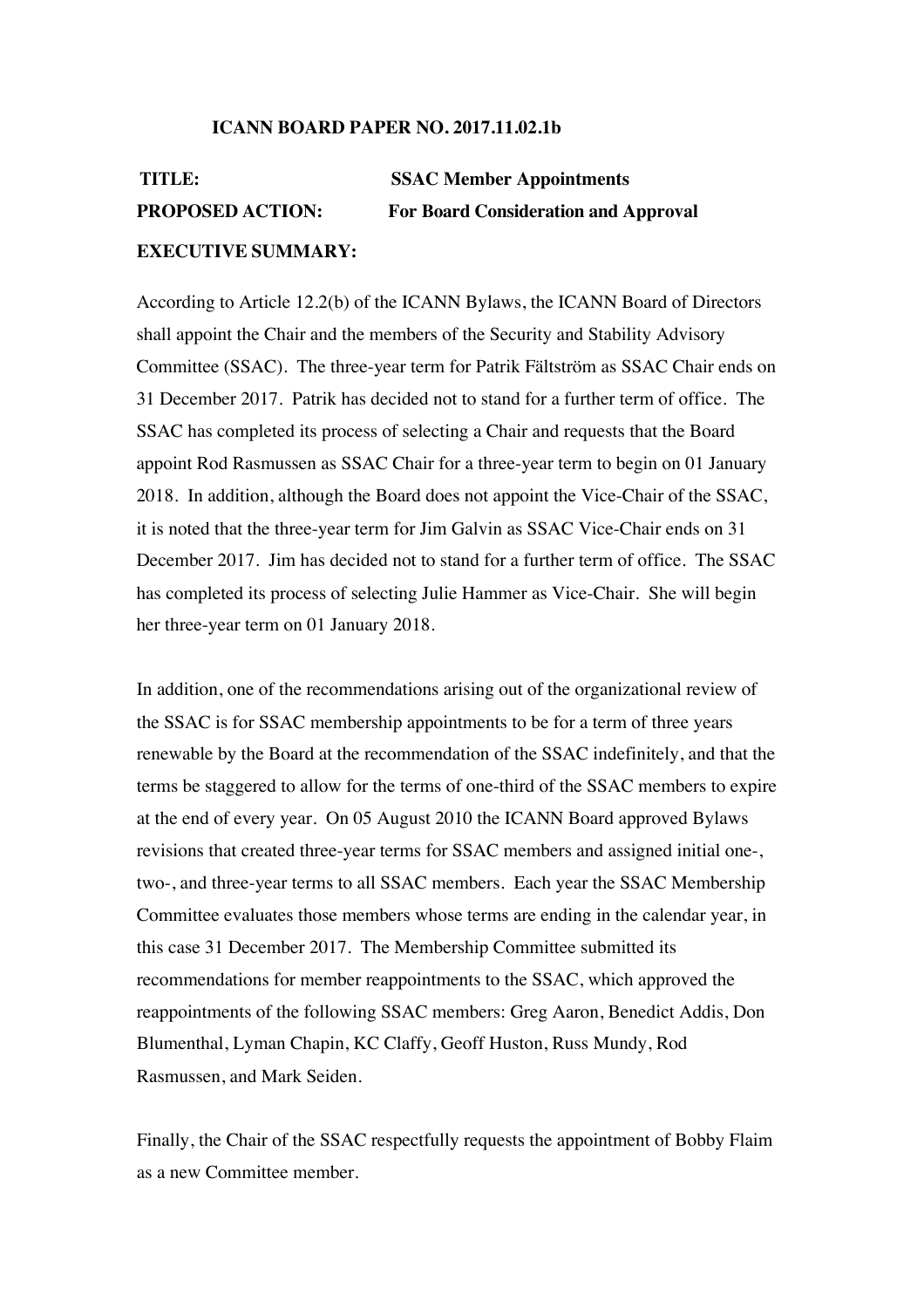**ICANN BOARD PAPER NO. 2017.11.02.1b**

**TITLE:** **SSAC Member Appointments**

**PROPOSED ACTION:** **For Board Consideration and Approval**

**EXECUTIVE SUMMARY:**

According to Article 12.2(b) of the ICANN Bylaws, the ICANN Board of Directors shall appoint the Chair and the members of the Security and Stability Advisory Committee (SSAC). The three-year term for Patrik Fältström as SSAC Chair ends on 31 December 2017. Patrik has decided not to stand for a further term of office. The SSAC has completed its process of selecting a Chair and requests that the Board appoint Rod Rasmussen as SSAC Chair for a three-year term to begin on 01 January 2018. In addition, although the Board does not appoint the Vice-Chair of the SSAC, it is noted that the three-year term for Jim Galvin as SSAC Vice-Chair ends on 31 December 2017. Jim has decided not to stand for a further term of office. The SSAC has completed its process of selecting Julie Hammer as Vice-Chair. She will begin her three-year term on 01 January 2018.

In addition, one of the recommendations arising out of the organizational review of the SSAC is for SSAC membership appointments to be for a term of three years renewable by the Board at the recommendation of the SSAC indefinitely, and that the terms be staggered to allow for the terms of one-third of the SSAC members to expire at the end of every year. On 05 August 2010 the ICANN Board approved Bylaws revisions that created three-year terms for SSAC members and assigned initial one-, two-, and three-year terms to all SSAC members. Each year the SSAC Membership Committee evaluates those members whose terms are ending in the calendar year, in this case 31 December 2017. The Membership Committee submitted its recommendations for member reappointments to the SSAC, which approved the reappointments of the following SSAC members: Greg Aaron, Benedict Addis, Don Blumenthal, Lyman Chapin, KC Claffy, Geoff Huston, Russ Mundy, Rod Rasmussen, and Mark Seiden.

Finally, the Chair of the SSAC respectfully requests the appointment of Bobby Flaim as a new Committee member.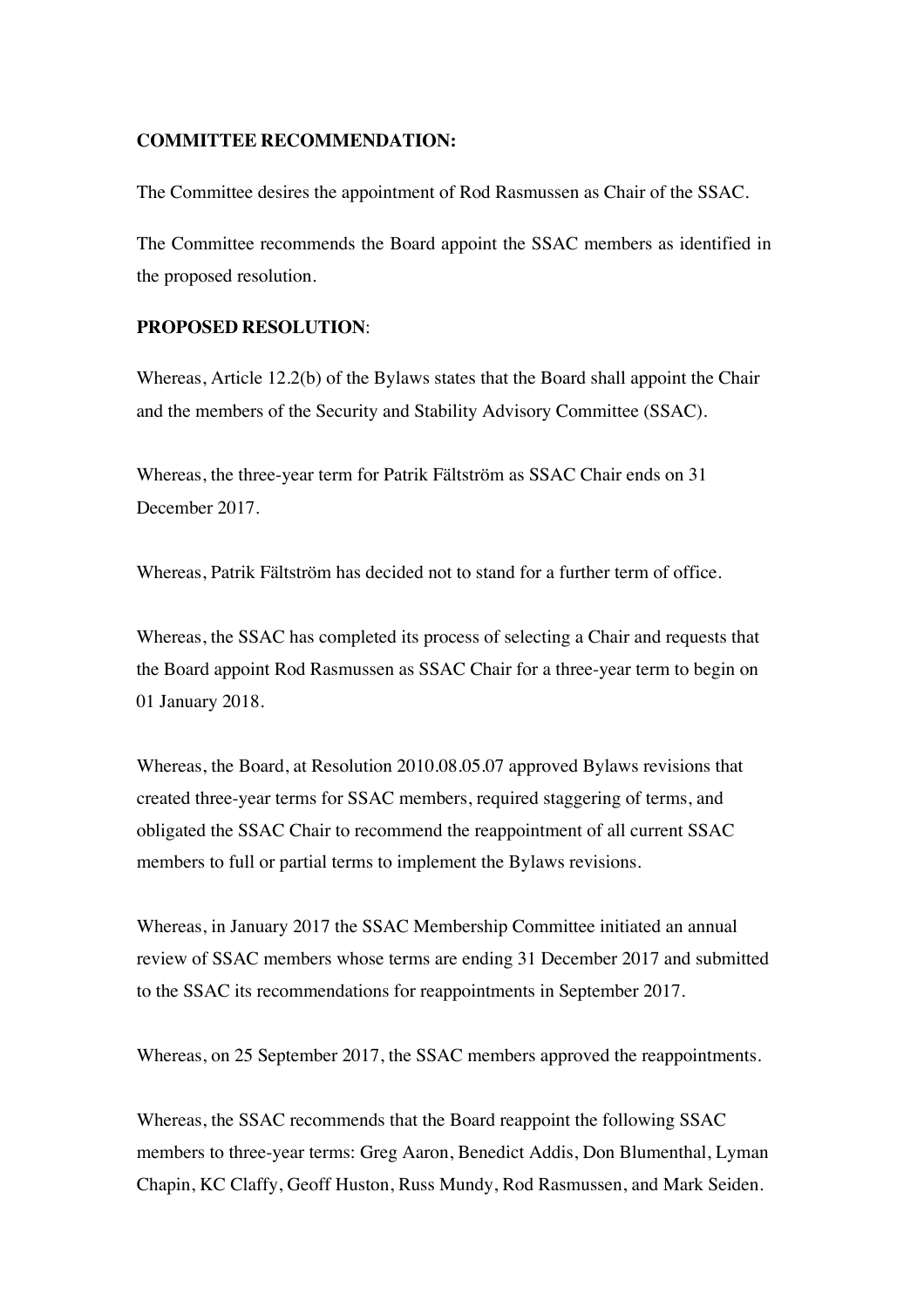**COMMITTEE RECOMMENDATION:**

The Committee desires the appointment of Rod Rasmussen as Chair of the SSAC.

The Committee recommends the Board appoint the SSAC members as identified in the proposed resolution.

**PROPOSED RESOLUTION**:

Whereas, Article 12.2(b) of the Bylaws states that the Board shall appoint the Chair and the members of the Security and Stability Advisory Committee (SSAC).

Whereas, the three-year term for Patrik Fältström as SSAC Chair ends on 31 December 2017.

Whereas, Patrik Fältström has decided not to stand for a further term of office.

Whereas, the SSAC has completed its process of selecting a Chair and requests that the Board appoint Rod Rasmussen as SSAC Chair for a three-year term to begin on 01 January 2018.

Whereas, the Board, at Resolution 2010.08.05.07 approved Bylaws revisions that created three-year terms for SSAC members, required staggering of terms, and obligated the SSAC Chair to recommend the reappointment of all current SSAC members to full or partial terms to implement the Bylaws revisions.

Whereas, in January 2017 the SSAC Membership Committee initiated an annual review of SSAC members whose terms are ending 31 December 2017 and submitted to the SSAC its recommendations for reappointments in September 2017.

Whereas, on 25 September 2017, the SSAC members approved the reappointments.

Whereas, the SSAC recommends that the Board reappoint the following SSAC members to three-year terms: Greg Aaron, Benedict Addis, Don Blumenthal, Lyman Chapin, KC Claffy, Geoff Huston, Russ Mundy, Rod Rasmussen, and Mark Seiden.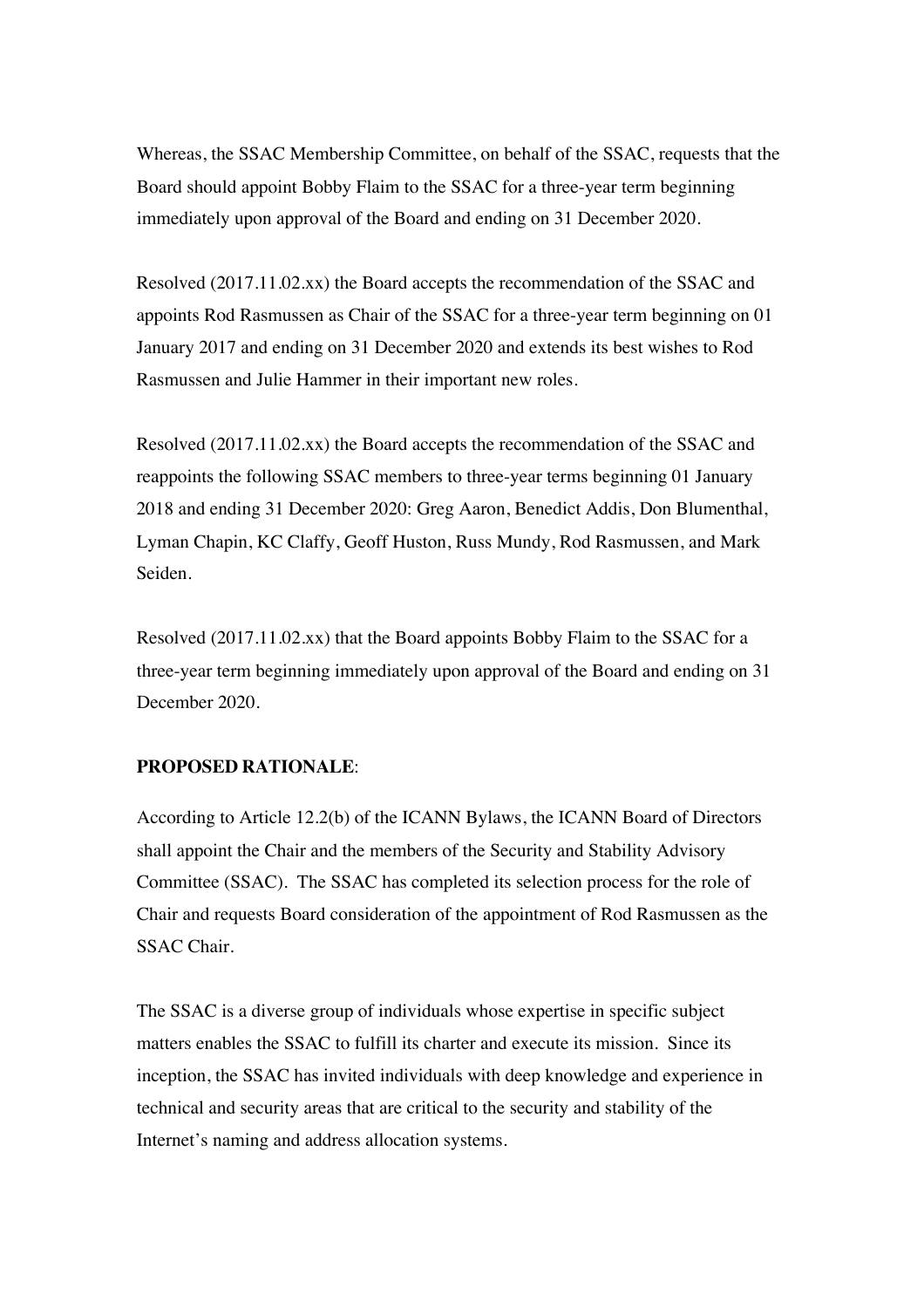Whereas, the SSAC Membership Committee, on behalf of the SSAC, requests that the Board should appoint Bobby Flaim to the SSAC for a three-year term beginning immediately upon approval of the Board and ending on 31 December 2020.

Resolved (2017.11.02.xx) the Board accepts the recommendation of the SSAC and appoints Rod Rasmussen as Chair of the SSAC for a three-year term beginning on 01 January 2017 and ending on 31 December 2020 and extends its best wishes to Rod Rasmussen and Julie Hammer in their important new roles.

Resolved (2017.11.02.xx) the Board accepts the recommendation of the SSAC and reappoints the following SSAC members to three-year terms beginning 01 January 2018 and ending 31 December 2020: Greg Aaron, Benedict Addis, Don Blumenthal, Lyman Chapin, KC Claffy, Geoff Huston, Russ Mundy, Rod Rasmussen, and Mark Seiden.

Resolved (2017.11.02.xx) that the Board appoints Bobby Flaim to the SSAC for a three-year term beginning immediately upon approval of the Board and ending on 31 December 2020.

**PROPOSED RATIONALE**:

According to Article 12.2(b) of the ICANN Bylaws, the ICANN Board of Directors shall appoint the Chair and the members of the Security and Stability Advisory Committee (SSAC). The SSAC has completed its selection process for the role of Chair and requests Board consideration of the appointment of Rod Rasmussen as the SSAC Chair.

The SSAC is a diverse group of individuals whose expertise in specific subject matters enables the SSAC to fulfill its charter and execute its mission. Since its inception, the SSAC has invited individuals with deep knowledge and experience in technical and security areas that are critical to the security and stability of the Internet's naming and address allocation systems.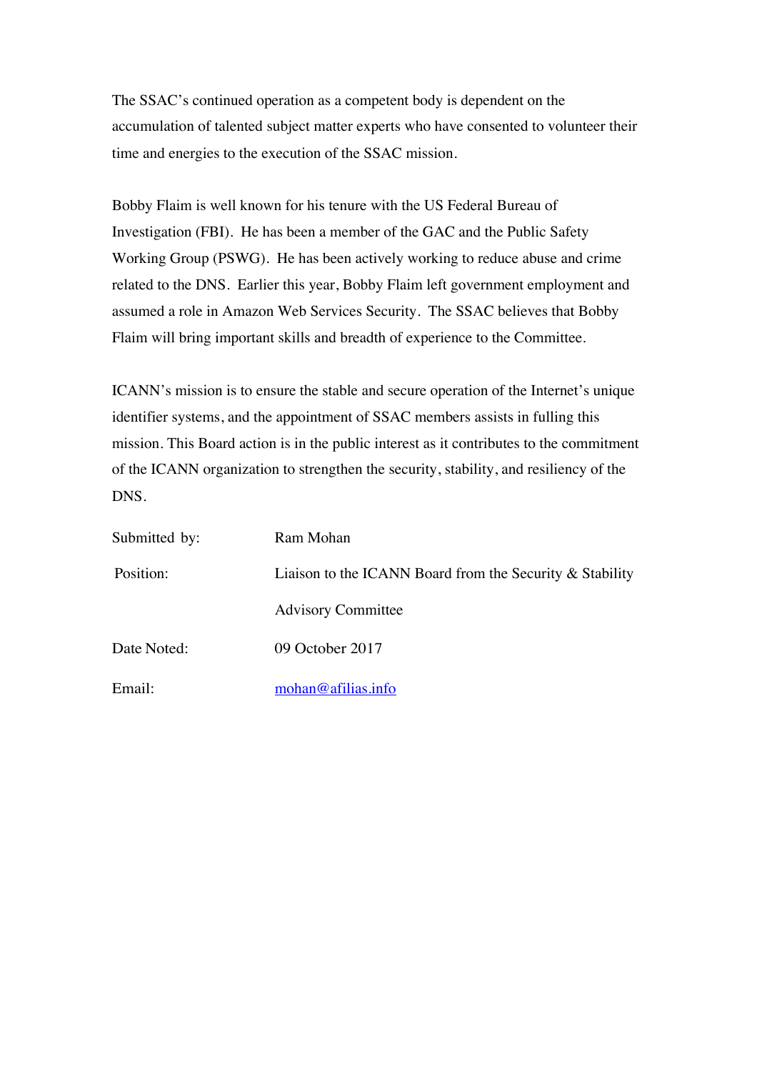The SSAC's continued operation as a competent body is dependent on the accumulation of talented subject matter experts who have consented to volunteer their time and energies to the execution of the SSAC mission.

Bobby Flaim is well known for his tenure with the US Federal Bureau of Investigation (FBI). He has been a member of the GAC and the Public Safety Working Group (PSWG). He has been actively working to reduce abuse and crime related to the DNS. Earlier this year, Bobby Flaim left government employment and assumed a role in Amazon Web Services Security. The SSAC believes that Bobby Flaim will bring important skills and breadth of experience to the Committee.

ICANN's mission is to ensure the stable and secure operation of the Internet's unique identifier systems, and the appointment of SSAC members assists in fulling this mission. This Board action is in the public interest as it contributes to the commitment of the ICANN organization to strengthen the security, stability, and resiliency of the DNS.

| | |
|---|---|
| Submitted by: | Ram Mohan |
| Position: | Liaison to the ICANN Board from the Security & Stability Advisory Committee |
| Date Noted: | 09 October 2017 |
| Email: | mohan@afilias.info |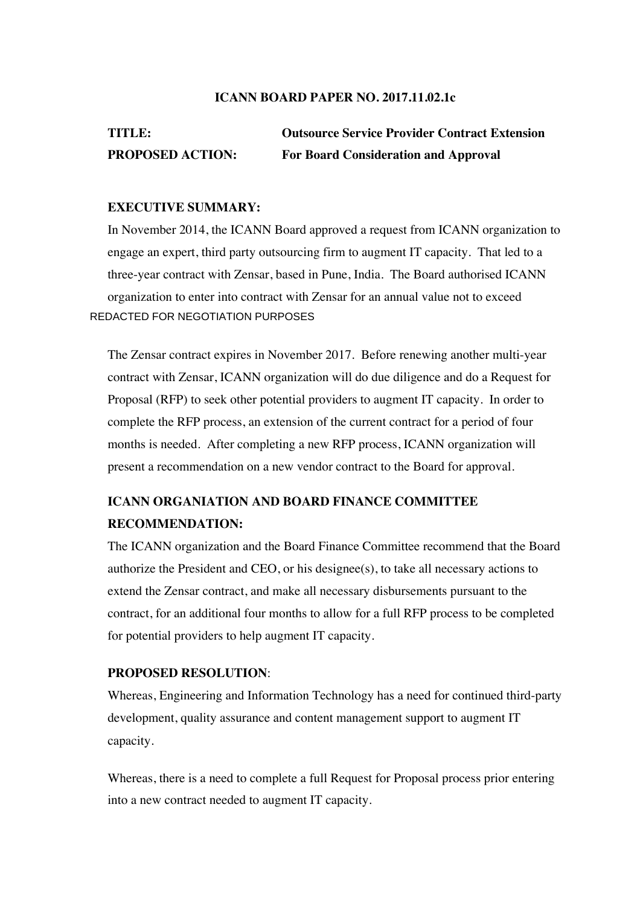**ICANN BOARD PAPER NO. 2017.11.02.1c**

**TITLE:** **Outsource Service Provider Contract Extension**
**PROPOSED ACTION:** **For Board Consideration and Approval**

**EXECUTIVE SUMMARY:**

In November 2014, the ICANN Board approved a request from ICANN organization to engage an expert, third party outsourcing firm to augment IT capacity. That led to a three-year contract with Zensar, based in Pune, India. The Board authorised ICANN organization to enter into contract with Zensar for an annual value not to exceed
REDACTED FOR NEGOTIATION PURPOSES

The Zensar contract expires in November 2017. Before renewing another multi-year contract with Zensar, ICANN organization will do due diligence and do a Request for Proposal (RFP) to seek other potential providers to augment IT capacity. In order to complete the RFP process, an extension of the current contract for a period of four months is needed. After completing a new RFP process, ICANN organization will present a recommendation on a new vendor contract to the Board for approval.

**ICANN ORGANIATION AND BOARD FINANCE COMMITTEE RECOMMENDATION:**

The ICANN organization and the Board Finance Committee recommend that the Board authorize the President and CEO, or his designee(s), to take all necessary actions to extend the Zensar contract, and make all necessary disbursements pursuant to the contract, for an additional four months to allow for a full RFP process to be completed for potential providers to help augment IT capacity.

**PROPOSED RESOLUTION**:

Whereas, Engineering and Information Technology has a need for continued third-party development, quality assurance and content management support to augment IT capacity.

Whereas, there is a need to complete a full Request for Proposal process prior entering into a new contract needed to augment IT capacity.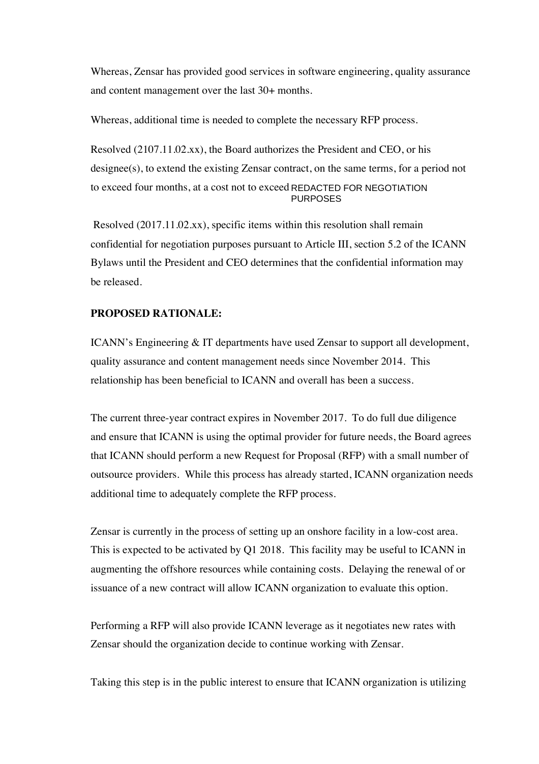Whereas, Zensar has provided good services in software engineering, quality assurance and content management over the last 30+ months.

Whereas, additional time is needed to complete the necessary RFP process.

Resolved (2107.11.02.xx), the Board authorizes the President and CEO, or his designee(s), to extend the existing Zensar contract, on the same terms, for a period not to exceed four months, at a cost not to exceed REDACTED FOR NEGOTIATION PURPOSES

Resolved (2017.11.02.xx), specific items within this resolution shall remain confidential for negotiation purposes pursuant to Article III, section 5.2 of the ICANN Bylaws until the President and CEO determines that the confidential information may be released.

**PROPOSED RATIONALE:**

ICANN's Engineering & IT departments have used Zensar to support all development, quality assurance and content management needs since November 2014. This relationship has been beneficial to ICANN and overall has been a success.

The current three-year contract expires in November 2017. To do full due diligence and ensure that ICANN is using the optimal provider for future needs, the Board agrees that ICANN should perform a new Request for Proposal (RFP) with a small number of outsource providers. While this process has already started, ICANN organization needs additional time to adequately complete the RFP process.

Zensar is currently in the process of setting up an onshore facility in a low-cost area. This is expected to be activated by Q1 2018. This facility may be useful to ICANN in augmenting the offshore resources while containing costs. Delaying the renewal of or issuance of a new contract will allow ICANN organization to evaluate this option.

Performing a RFP will also provide ICANN leverage as it negotiates new rates with Zensar should the organization decide to continue working with Zensar.

Taking this step is in the public interest to ensure that ICANN organization is utilizing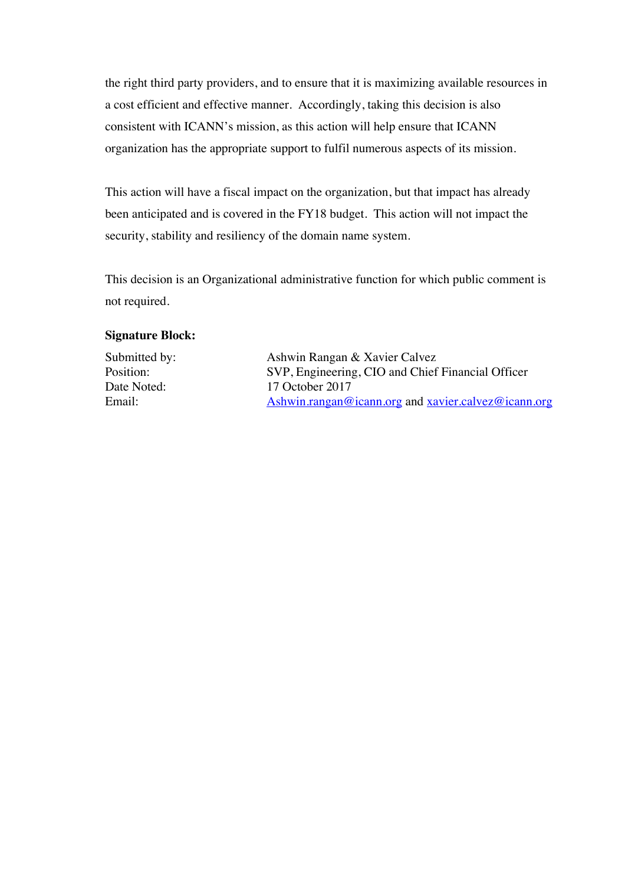the right third party providers, and to ensure that it is maximizing available resources in a cost efficient and effective manner. Accordingly, taking this decision is also consistent with ICANN's mission, as this action will help ensure that ICANN organization has the appropriate support to fulfil numerous aspects of its mission.

This action will have a fiscal impact on the organization, but that impact has already been anticipated and is covered in the FY18 budget. This action will not impact the security, stability and resiliency of the domain name system.

This decision is an Organizational administrative function for which public comment is not required.

**Signature Block:**

| | |
|---|---|
| Submitted by: | Ashwin Rangan & Xavier Calvez |
| Position: | SVP, Engineering, CIO and Chief Financial Officer |
| Date Noted: | 17 October 2017 |
| Email: | Ashwin.rangan@icann.org and xavier.calvez@icann.org |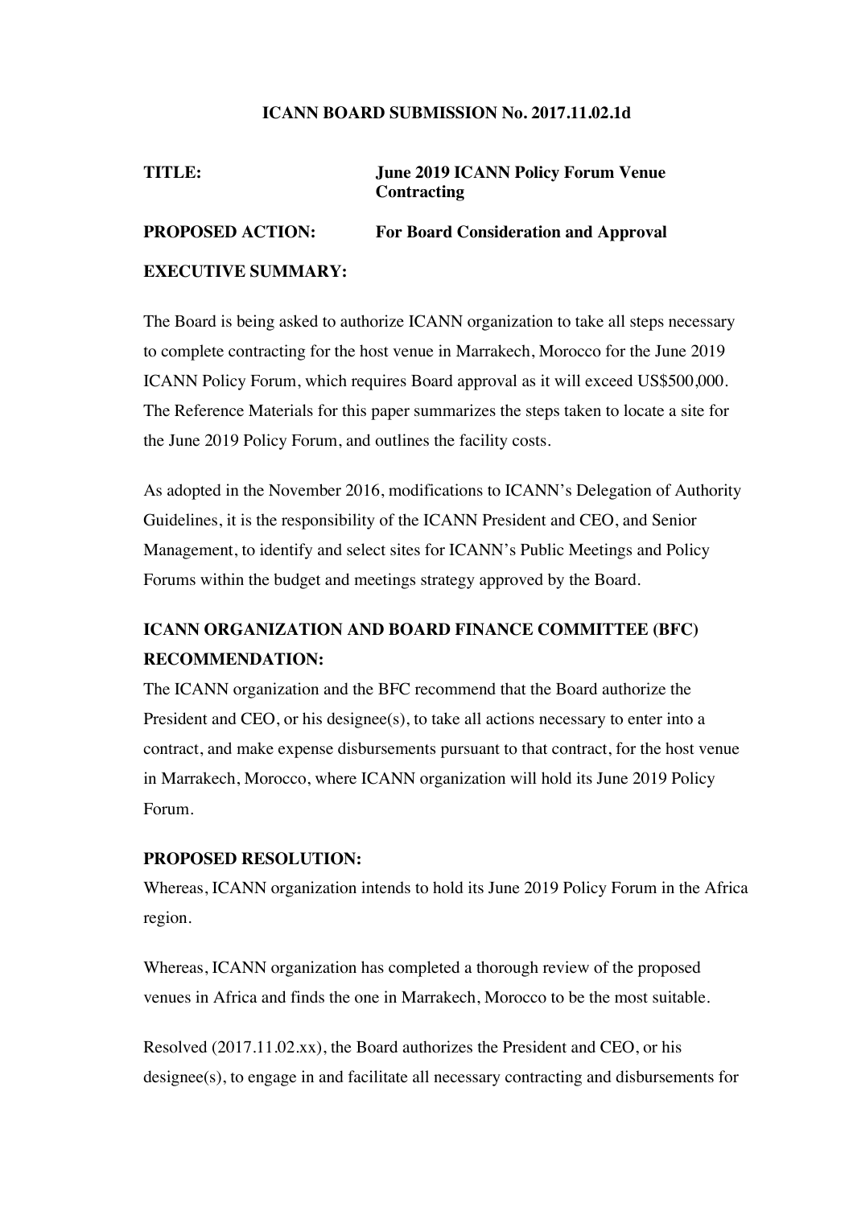**ICANN BOARD SUBMISSION No. 2017.11.02.1d**

**TITLE:** **June 2019 ICANN Policy Forum Venue Contracting**

**PROPOSED ACTION:** **For Board Consideration and Approval**

**EXECUTIVE SUMMARY:**

The Board is being asked to authorize ICANN organization to take all steps necessary to complete contracting for the host venue in Marrakech, Morocco for the June 2019 ICANN Policy Forum, which requires Board approval as it will exceed US$500,000. The Reference Materials for this paper summarizes the steps taken to locate a site for the June 2019 Policy Forum, and outlines the facility costs.

As adopted in the November 2016, modifications to ICANN's Delegation of Authority Guidelines, it is the responsibility of the ICANN President and CEO, and Senior Management, to identify and select sites for ICANN's Public Meetings and Policy Forums within the budget and meetings strategy approved by the Board.

## ICANN ORGANIZATION AND BOARD FINANCE COMMITTEE (BFC) RECOMMENDATION:

The ICANN organization and the BFC recommend that the Board authorize the President and CEO, or his designee(s), to take all actions necessary to enter into a contract, and make expense disbursements pursuant to that contract, for the host venue in Marrakech, Morocco, where ICANN organization will hold its June 2019 Policy Forum.

**PROPOSED RESOLUTION:**

Whereas, ICANN organization intends to hold its June 2019 Policy Forum in the Africa region.

Whereas, ICANN organization has completed a thorough review of the proposed venues in Africa and finds the one in Marrakech, Morocco to be the most suitable.

Resolved (2017.11.02.xx), the Board authorizes the President and CEO, or his designee(s), to engage in and facilitate all necessary contracting and disbursements for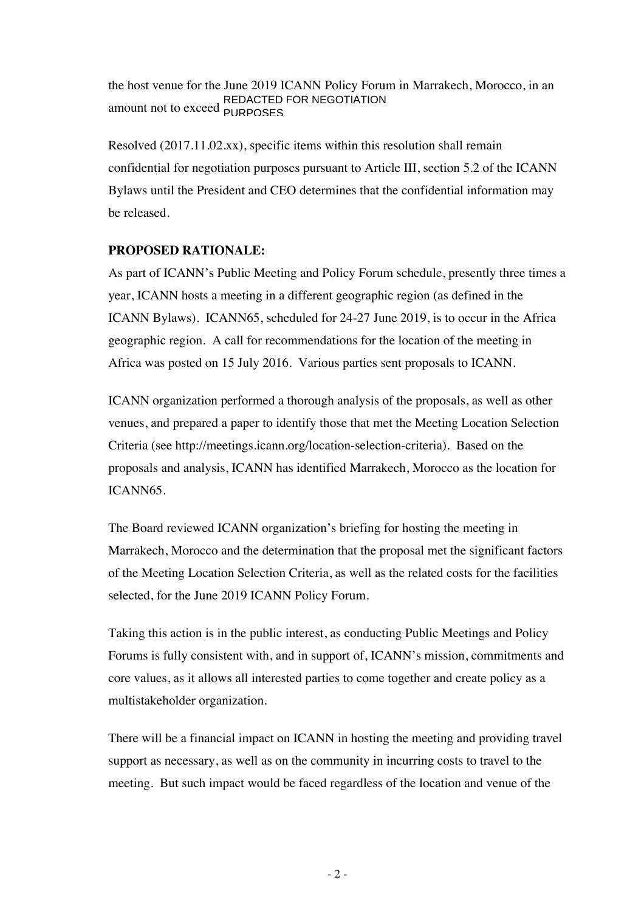the host venue for the June 2019 ICANN Policy Forum in Marrakech, Morocco, in an amount not to exceed REDACTED FOR NEGOTIATION PURPOSES

Resolved (2017.11.02.xx), specific items within this resolution shall remain confidential for negotiation purposes pursuant to Article III, section 5.2 of the ICANN Bylaws until the President and CEO determines that the confidential information may be released.

**PROPOSED RATIONALE:**

As part of ICANN's Public Meeting and Policy Forum schedule, presently three times a year, ICANN hosts a meeting in a different geographic region (as defined in the ICANN Bylaws). ICANN65, scheduled for 24-27 June 2019, is to occur in the Africa geographic region. A call for recommendations for the location of the meeting in Africa was posted on 15 July 2016. Various parties sent proposals to ICANN.

ICANN organization performed a thorough analysis of the proposals, as well as other venues, and prepared a paper to identify those that met the Meeting Location Selection Criteria (see http://meetings.icann.org/location-selection-criteria). Based on the proposals and analysis, ICANN has identified Marrakech, Morocco as the location for ICANN65.

The Board reviewed ICANN organization's briefing for hosting the meeting in Marrakech, Morocco and the determination that the proposal met the significant factors of the Meeting Location Selection Criteria, as well as the related costs for the facilities selected, for the June 2019 ICANN Policy Forum.

Taking this action is in the public interest, as conducting Public Meetings and Policy Forums is fully consistent with, and in support of, ICANN's mission, commitments and core values, as it allows all interested parties to come together and create policy as a multistakeholder organization.

There will be a financial impact on ICANN in hosting the meeting and providing travel support as necessary, as well as on the community in incurring costs to travel to the meeting. But such impact would be faced regardless of the location and venue of the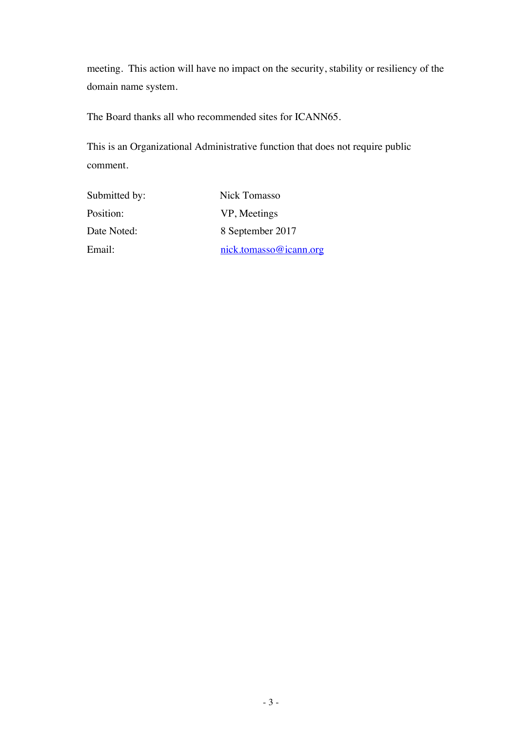meeting. This action will have no impact on the security, stability or resiliency of the domain name system.

The Board thanks all who recommended sites for ICANN65.

This is an Organizational Administrative function that does not require public comment.

| | |
|---|---|
| Submitted by: | Nick Tomasso |
| Position: | VP, Meetings |
| Date Noted: | 8 September 2017 |
| Email: | nick.tomasso@icann.org |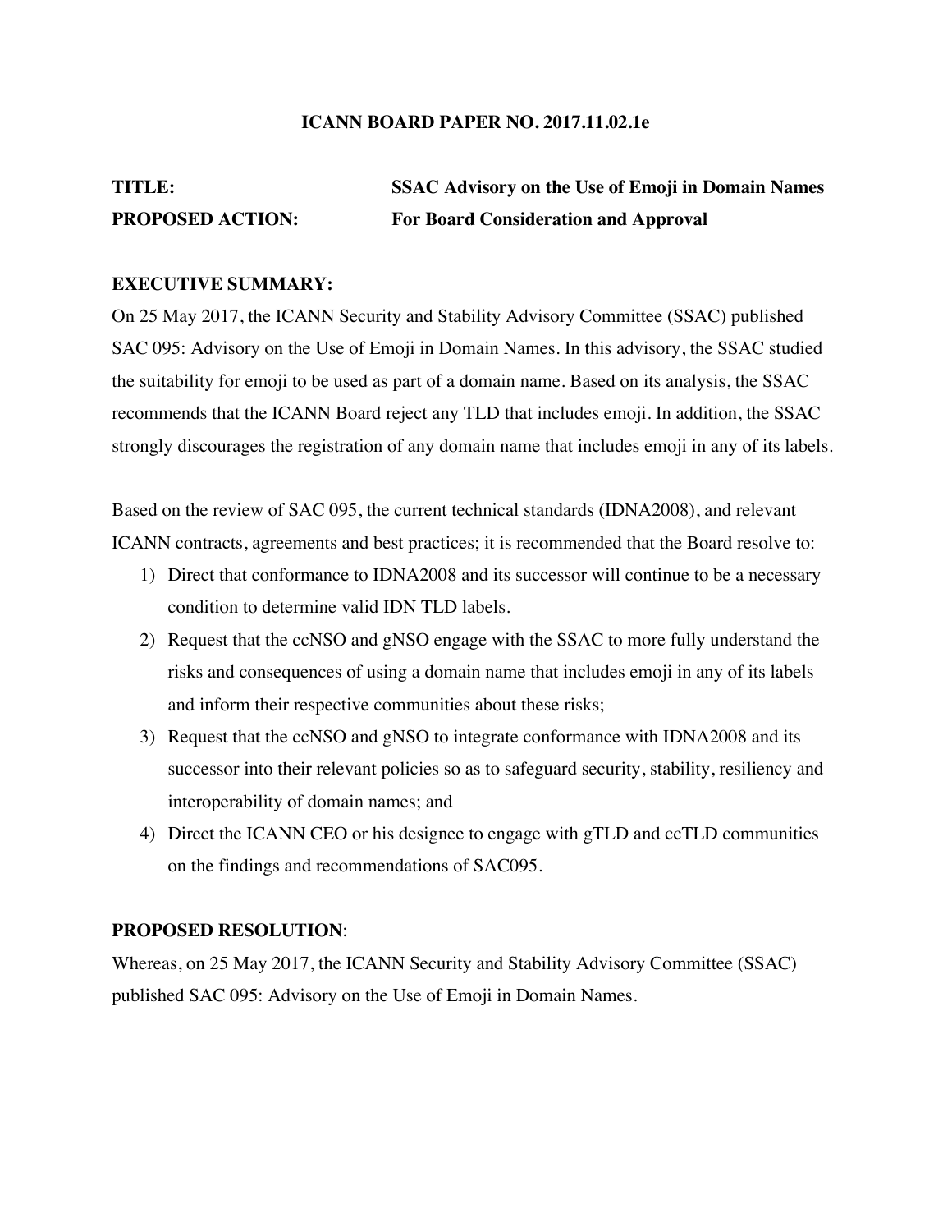**ICANN BOARD PAPER NO. 2017.11.02.1e**

**TITLE:** **SSAC Advisory on the Use of Emoji in Domain Names**

**PROPOSED ACTION:** **For Board Consideration and Approval**

**EXECUTIVE SUMMARY:**

On 25 May 2017, the ICANN Security and Stability Advisory Committee (SSAC) published SAC 095: Advisory on the Use of Emoji in Domain Names. In this advisory, the SSAC studied the suitability for emoji to be used as part of a domain name. Based on its analysis, the SSAC recommends that the ICANN Board reject any TLD that includes emoji. In addition, the SSAC strongly discourages the registration of any domain name that includes emoji in any of its labels.

Based on the review of SAC 095, the current technical standards (IDNA2008), and relevant ICANN contracts, agreements and best practices; it is recommended that the Board resolve to:

1) Direct that conformance to IDNA2008 and its successor will continue to be a necessary condition to determine valid IDN TLD labels.
2) Request that the ccNSO and gNSO engage with the SSAC to more fully understand the risks and consequences of using a domain name that includes emoji in any of its labels and inform their respective communities about these risks;
3) Request that the ccNSO and gNSO to integrate conformance with IDNA2008 and its successor into their relevant policies so as to safeguard security, stability, resiliency and interoperability of domain names; and
4) Direct the ICANN CEO or his designee to engage with gTLD and ccTLD communities on the findings and recommendations of SAC095.

**PROPOSED RESOLUTION**:

Whereas, on 25 May 2017, the ICANN Security and Stability Advisory Committee (SSAC) published SAC 095: Advisory on the Use of Emoji in Domain Names.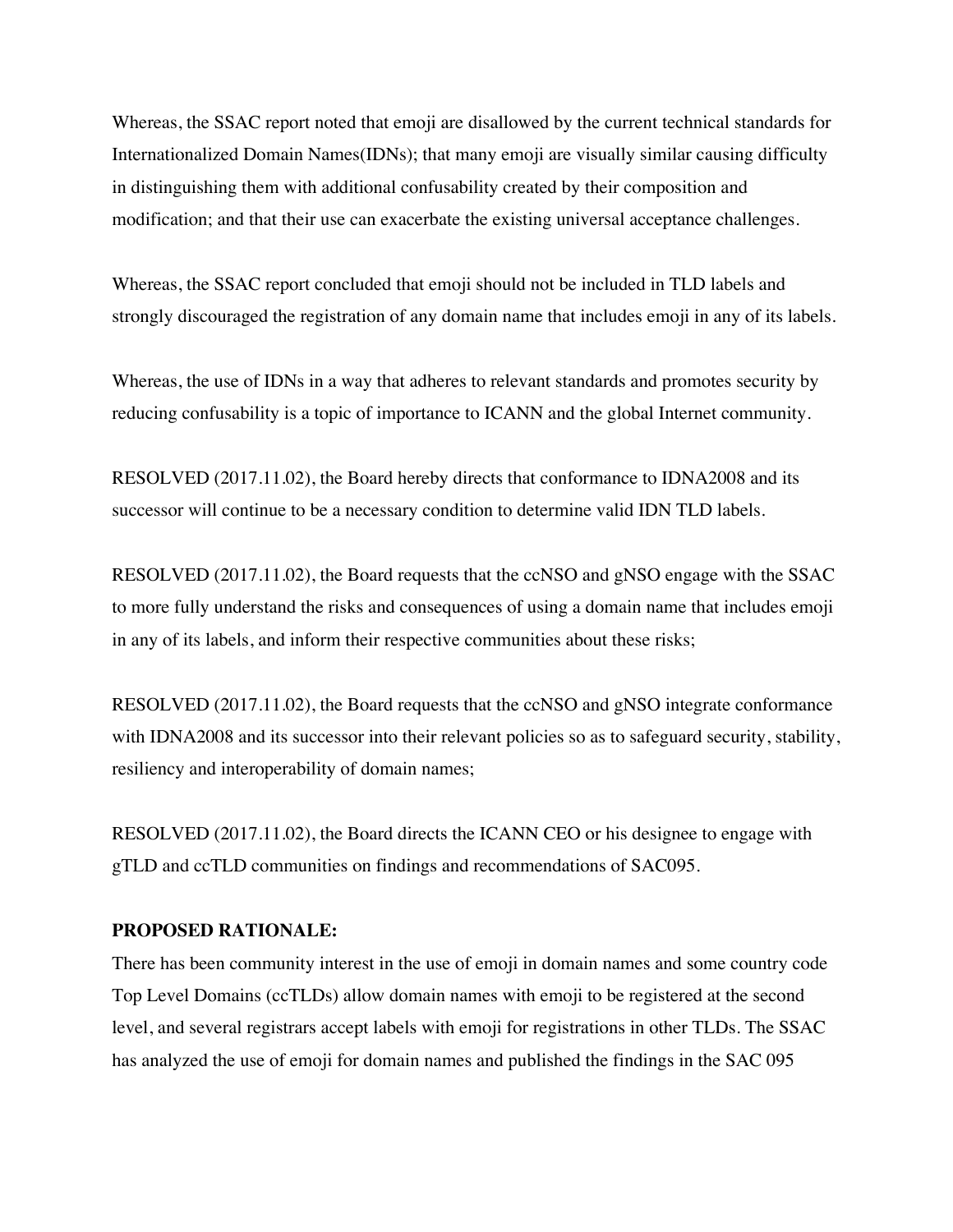Whereas, the SSAC report noted that emoji are disallowed by the current technical standards for Internationalized Domain Names(IDNs); that many emoji are visually similar causing difficulty in distinguishing them with additional confusability created by their composition and modification; and that their use can exacerbate the existing universal acceptance challenges.

Whereas, the SSAC report concluded that emoji should not be included in TLD labels and strongly discouraged the registration of any domain name that includes emoji in any of its labels.

Whereas, the use of IDNs in a way that adheres to relevant standards and promotes security by reducing confusability is a topic of importance to ICANN and the global Internet community.

RESOLVED (2017.11.02), the Board hereby directs that conformance to IDNA2008 and its successor will continue to be a necessary condition to determine valid IDN TLD labels.

RESOLVED (2017.11.02), the Board requests that the ccNSO and gNSO engage with the SSAC to more fully understand the risks and consequences of using a domain name that includes emoji in any of its labels, and inform their respective communities about these risks;

RESOLVED (2017.11.02), the Board requests that the ccNSO and gNSO integrate conformance with IDNA2008 and its successor into their relevant policies so as to safeguard security, stability, resiliency and interoperability of domain names;

RESOLVED (2017.11.02), the Board directs the ICANN CEO or his designee to engage with gTLD and ccTLD communities on findings and recommendations of SAC095.

**PROPOSED RATIONALE:**

There has been community interest in the use of emoji in domain names and some country code Top Level Domains (ccTLDs) allow domain names with emoji to be registered at the second level, and several registrars accept labels with emoji for registrations in other TLDs. The SSAC has analyzed the use of emoji for domain names and published the findings in the SAC 095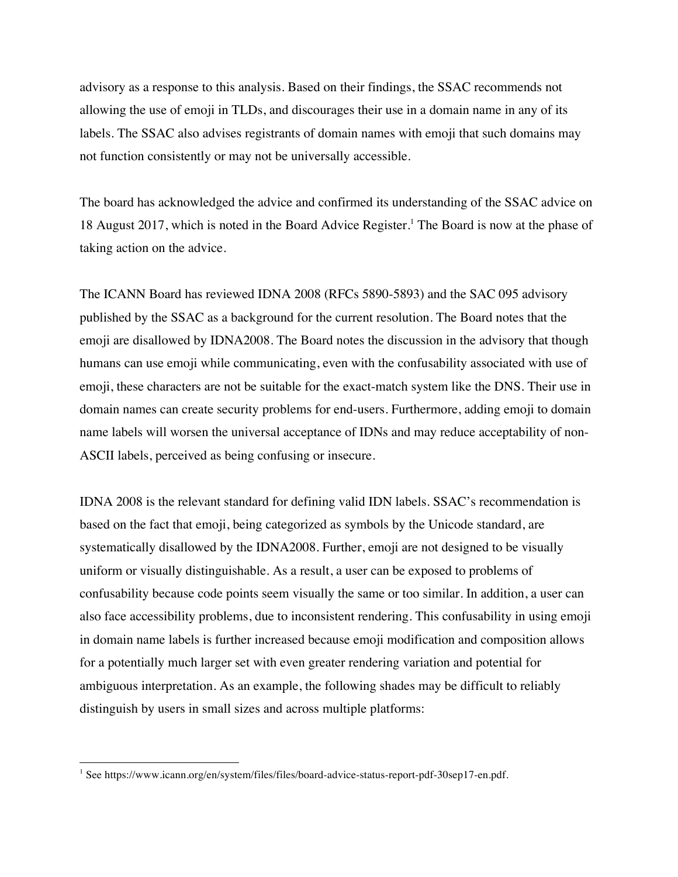advisory as a response to this analysis. Based on their findings, the SSAC recommends not allowing the use of emoji in TLDs, and discourages their use in a domain name in any of its labels. The SSAC also advises registrants of domain names with emoji that such domains may not function consistently or may not be universally accessible.

The board has acknowledged the advice and confirmed its understanding of the SSAC advice on 18 August 2017, which is noted in the Board Advice Register.[1] The Board is now at the phase of taking action on the advice.

The ICANN Board has reviewed IDNA 2008 (RFCs 5890-5893) and the SAC 095 advisory published by the SSAC as a background for the current resolution. The Board notes that the emoji are disallowed by IDNA2008. The Board notes the discussion in the advisory that though humans can use emoji while communicating, even with the confusability associated with use of emoji, these characters are not be suitable for the exact-match system like the DNS. Their use in domain names can create security problems for end-users. Furthermore, adding emoji to domain name labels will worsen the universal acceptance of IDNs and may reduce acceptability of non-ASCII labels, perceived as being confusing or insecure.

IDNA 2008 is the relevant standard for defining valid IDN labels. SSAC's recommendation is based on the fact that emoji, being categorized as symbols by the Unicode standard, are systematically disallowed by the IDNA2008. Further, emoji are not designed to be visually uniform or visually distinguishable. As a result, a user can be exposed to problems of confusability because code points seem visually the same or too similar. In addition, a user can also face accessibility problems, due to inconsistent rendering. This confusability in using emoji in domain name labels is further increased because emoji modification and composition allows for a potentially much larger set with even greater rendering variation and potential for ambiguous interpretation. As an example, the following shades may be difficult to reliably distinguish by users in small sizes and across multiple platforms:

---

[1] See https://www.icann.org/en/system/files/files/board-advice-status-report-pdf-30sep17-en.pdf.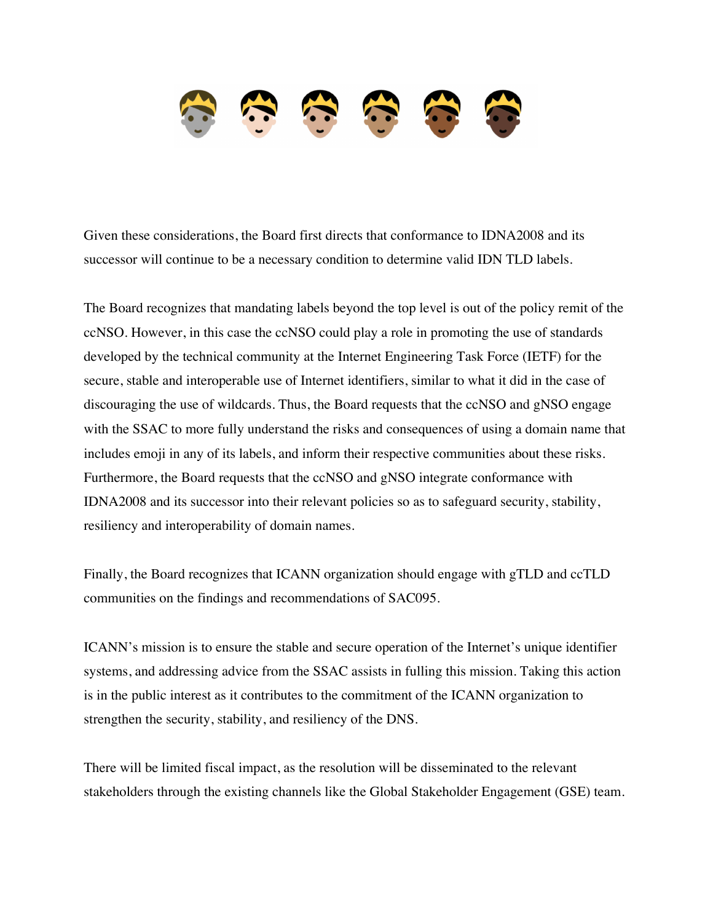Given these considerations, the Board first directs that conformance to IDNA2008 and its successor will continue to be a necessary condition to determine valid IDN TLD labels.

The Board recognizes that mandating labels beyond the top level is out of the policy remit of the ccNSO. However, in this case the ccNSO could play a role in promoting the use of standards developed by the technical community at the Internet Engineering Task Force (IETF) for the secure, stable and interoperable use of Internet identifiers, similar to what it did in the case of discouraging the use of wildcards. Thus, the Board requests that the ccNSO and gNSO engage with the SSAC to more fully understand the risks and consequences of using a domain name that includes emoji in any of its labels, and inform their respective communities about these risks. Furthermore, the Board requests that the ccNSO and gNSO integrate conformance with IDNA2008 and its successor into their relevant policies so as to safeguard security, stability, resiliency and interoperability of domain names.

Finally, the Board recognizes that ICANN organization should engage with gTLD and ccTLD communities on the findings and recommendations of SAC095.

ICANN's mission is to ensure the stable and secure operation of the Internet's unique identifier systems, and addressing advice from the SSAC assists in fulling this mission. Taking this action is in the public interest as it contributes to the commitment of the ICANN organization to strengthen the security, stability, and resiliency of the DNS.

There will be limited fiscal impact, as the resolution will be disseminated to the relevant stakeholders through the existing channels like the Global Stakeholder Engagement (GSE) team.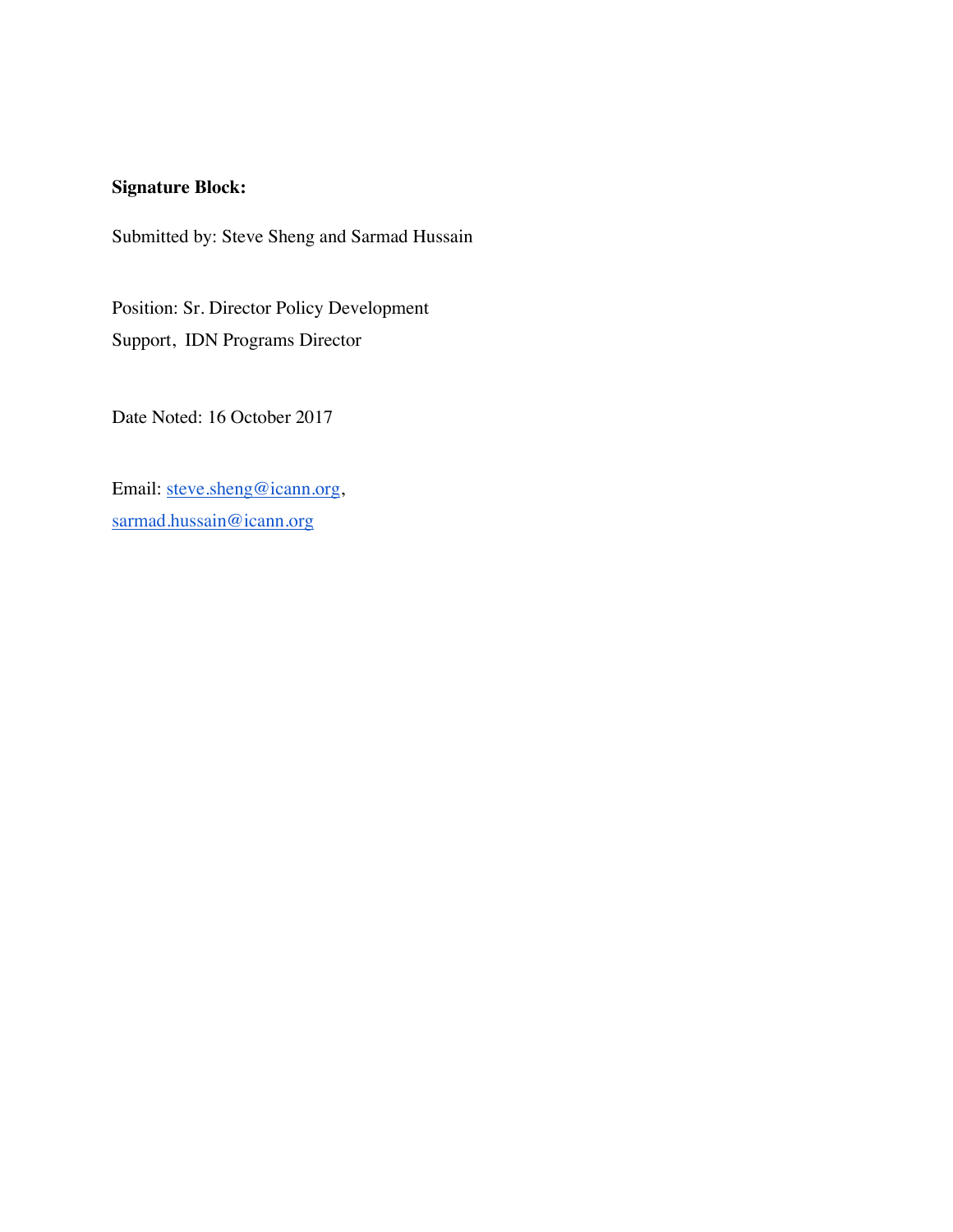**Signature Block:**

Submitted by: Steve Sheng and Sarmad Hussain

Position: Sr. Director Policy Development Support, IDN Programs Director

Date Noted: 16 October 2017

Email: steve.sheng@icann.org, sarmad.hussain@icann.org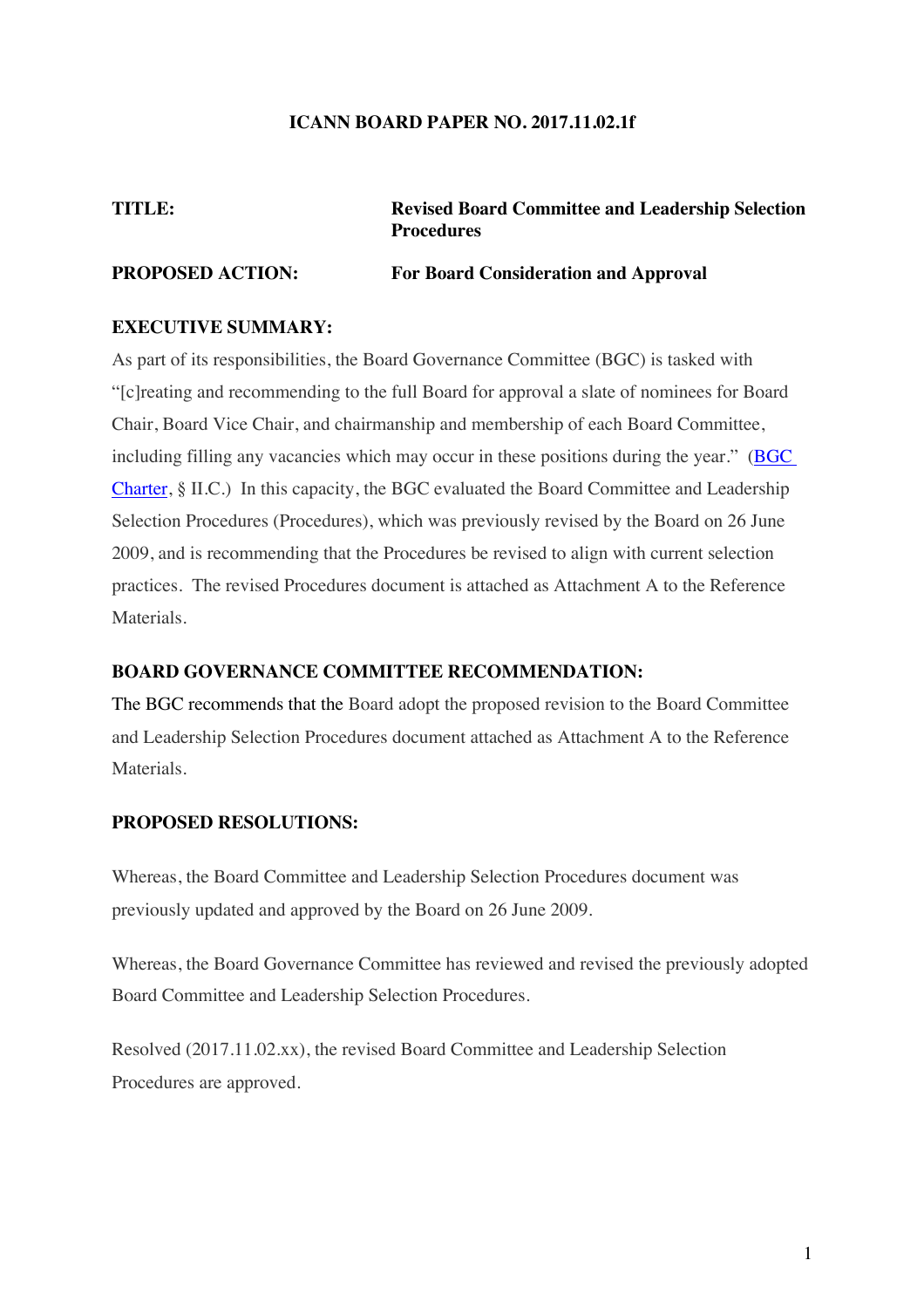**ICANN BOARD PAPER NO. 2017.11.02.1f**

| | |
|---|---|
| **TITLE:** | **Revised Board Committee and Leadership Selection Procedures** |
| **PROPOSED ACTION:** | **For Board Consideration and Approval** |

**EXECUTIVE SUMMARY:**

As part of its responsibilities, the Board Governance Committee (BGC) is tasked with "[c]reating and recommending to the full Board for approval a slate of nominees for Board Chair, Board Vice Chair, and chairmanship and membership of each Board Committee, including filling any vacancies which may occur in these positions during the year." (BGC Charter, § II.C.) In this capacity, the BGC evaluated the Board Committee and Leadership Selection Procedures (Procedures), which was previously revised by the Board on 26 June 2009, and is recommending that the Procedures be revised to align with current selection practices. The revised Procedures document is attached as Attachment A to the Reference Materials.

**BOARD GOVERNANCE COMMITTEE RECOMMENDATION:**

The BGC recommends that the Board adopt the proposed revision to the Board Committee and Leadership Selection Procedures document attached as Attachment A to the Reference Materials.

**PROPOSED RESOLUTIONS:**

Whereas, the Board Committee and Leadership Selection Procedures document was previously updated and approved by the Board on 26 June 2009.

Whereas, the Board Governance Committee has reviewed and revised the previously adopted Board Committee and Leadership Selection Procedures.

Resolved (2017.11.02.xx), the revised Board Committee and Leadership Selection Procedures are approved.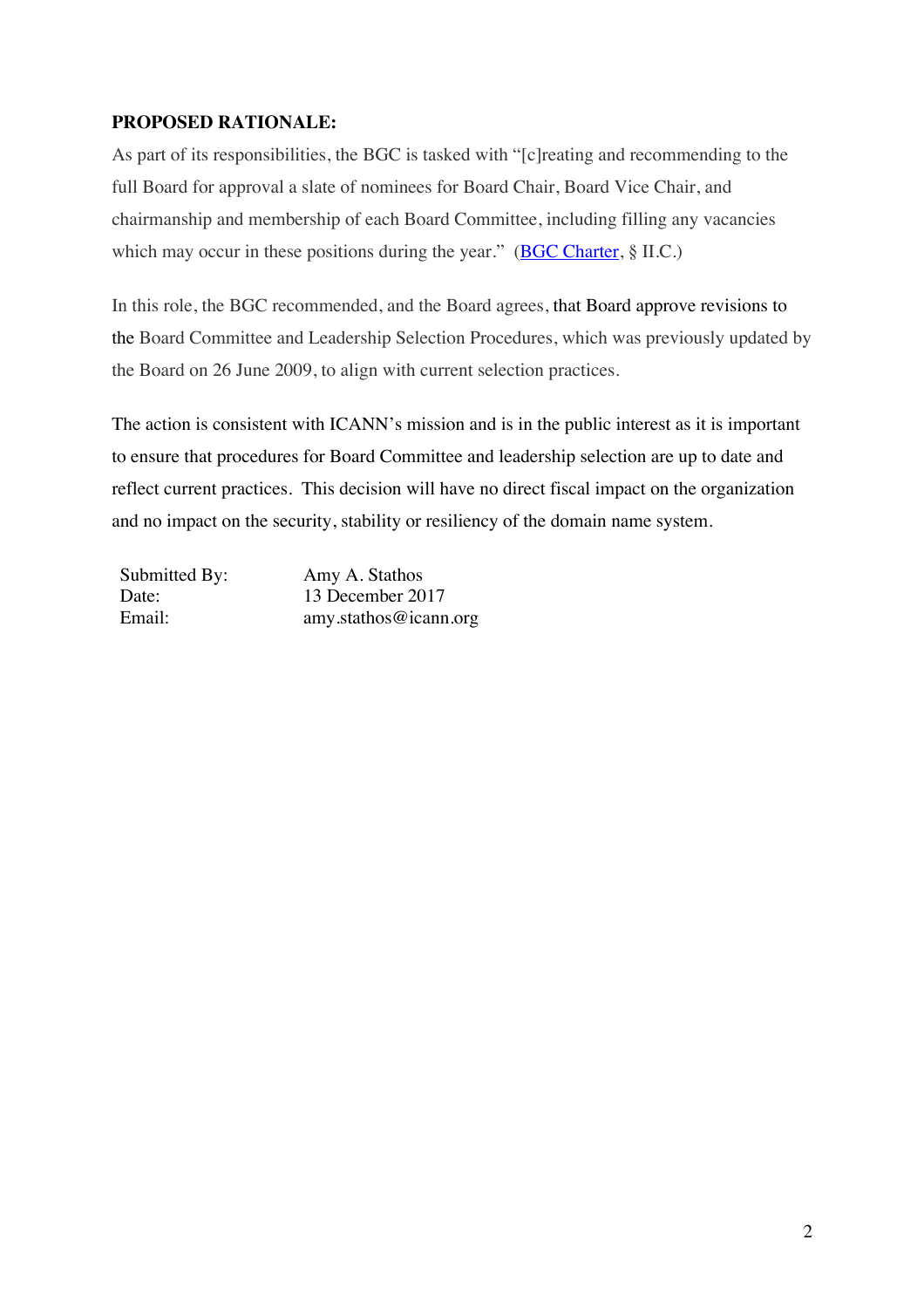**PROPOSED RATIONALE:**

As part of its responsibilities, the BGC is tasked with "[c]reating and recommending to the full Board for approval a slate of nominees for Board Chair, Board Vice Chair, and chairmanship and membership of each Board Committee, including filling any vacancies which may occur in these positions during the year." (BGC Charter, § II.C.)

In this role, the BGC recommended, and the Board agrees, that Board approve revisions to the Board Committee and Leadership Selection Procedures, which was previously updated by the Board on 26 June 2009, to align with current selection practices.

The action is consistent with ICANN's mission and is in the public interest as it is important to ensure that procedures for Board Committee and leadership selection are up to date and reflect current practices. This decision will have no direct fiscal impact on the organization and no impact on the security, stability or resiliency of the domain name system.

Submitted By: Amy A. Stathos
Date: 13 December 2017
Email: amy.stathos@icann.org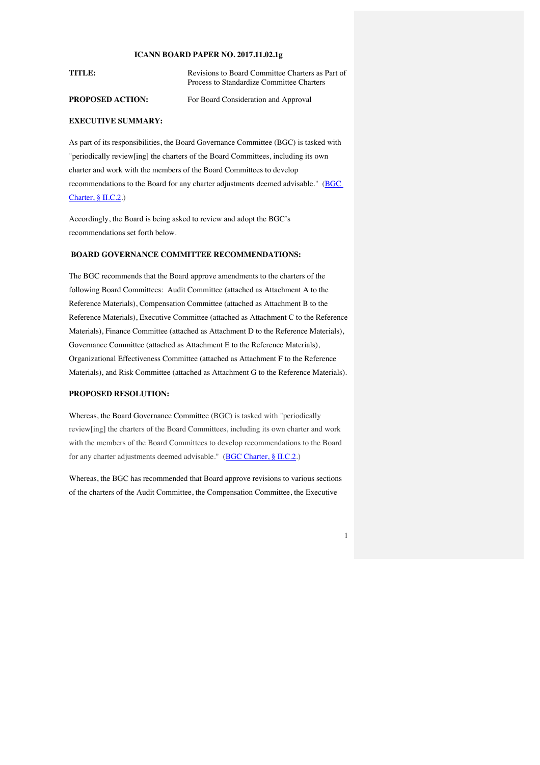**ICANN BOARD PAPER NO. 2017.11.02.1g**

| | |
|---|---|
| **TITLE:** | Revisions to Board Committee Charters as Part of Process to Standardize Committee Charters |
| **PROPOSED ACTION:** | For Board Consideration and Approval |

**EXECUTIVE SUMMARY:**

As part of its responsibilities, the Board Governance Committee (BGC) is tasked with "periodically review[ing] the charters of the Board Committees, including its own charter and work with the members of the Board Committees to develop recommendations to the Board for any charter adjustments deemed advisable." (BGC Charter, § II.C.2.)

Accordingly, the Board is being asked to review and adopt the BGC's recommendations set forth below.

**BOARD GOVERNANCE COMMITTEE RECOMMENDATIONS:**

The BGC recommends that the Board approve amendments to the charters of the following Board Committees: Audit Committee (attached as Attachment A to the Reference Materials), Compensation Committee (attached as Attachment B to the Reference Materials), Executive Committee (attached as Attachment C to the Reference Materials), Finance Committee (attached as Attachment D to the Reference Materials), Governance Committee (attached as Attachment E to the Reference Materials), Organizational Effectiveness Committee (attached as Attachment F to the Reference Materials), and Risk Committee (attached as Attachment G to the Reference Materials).

**PROPOSED RESOLUTION:**

Whereas, the Board Governance Committee (BGC) is tasked with "periodically review[ing] the charters of the Board Committees, including its own charter and work with the members of the Board Committees to develop recommendations to the Board for any charter adjustments deemed advisable." (BGC Charter, § II.C.2.)

Whereas, the BGC has recommended that Board approve revisions to various sections of the charters of the Audit Committee, the Compensation Committee, the Executive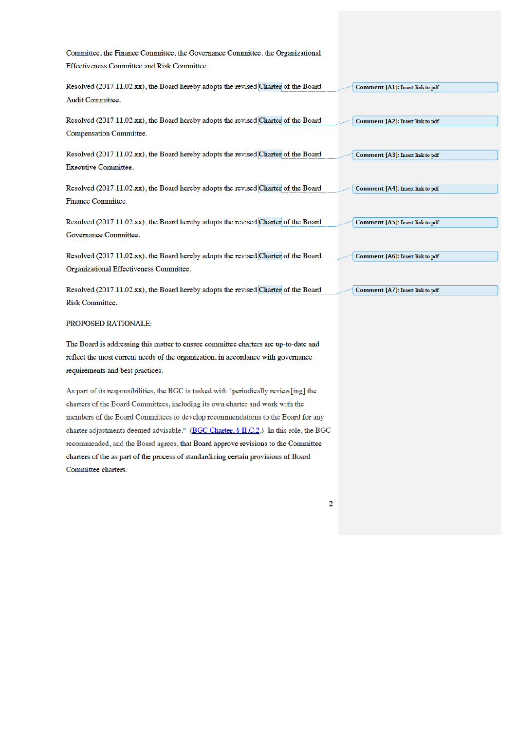Committee, the Finance Committee, the Governance Committee, the Organizational Effectiveness Committee and Risk Committee.

Resolved (2017.11.02.xx), the Board hereby adopts the revised Charter of the Board Audit Committee.

Resolved (2017.11.02.xx), the Board hereby adopts the revised Charter of the Board Compensation Committee.

Resolved (2017.11.02.xx), the Board hereby adopts the revised Charter of the Board Executive Committee.

Resolved (2017.11.02.xx), the Board hereby adopts the revised Charter of the Board Finance Committee.

Resolved (2017.11.02.xx), the Board hereby adopts the revised Charter of the Board Governance Committee.

Resolved (2017.11.02.xx), the Board hereby adopts the revised Charter of the Board Organizational Effectiveness Committee.

Resolved (2017.11.02.xx), the Board hereby adopts the revised Charter of the Board Risk Committee.

Comment [A1]: Insert link to pdf

Comment [A2]: Insert link to pdf

Comment [A3]: Insert link to pdf

Comment [A4]: Insert link to pdf

Comment [A5]: Insert link to pdf

Comment [A6]: Insert link to pdf

Comment [A7]: Insert link to pdf

PROPOSED RATIONALE:

The Board is addressing this matter to ensure committee charters are up-to-date and reflect the most current needs of the organization, in accordance with governance requirements and best practices.

As part of its responsibilities, the BGC is tasked with "periodically review[ing] the charters of the Board Committees, including its own charter and work with the members of the Board Committees to develop recommendations to the Board for any charter adjustments deemed advisable." ([BGC Charter, § II.C.2](#).) In this role, the BGC recommended, and the Board agrees, that Board approve revisions to the Committee charters of the as part of the process of standardizing certain provisions of Board Committee charters.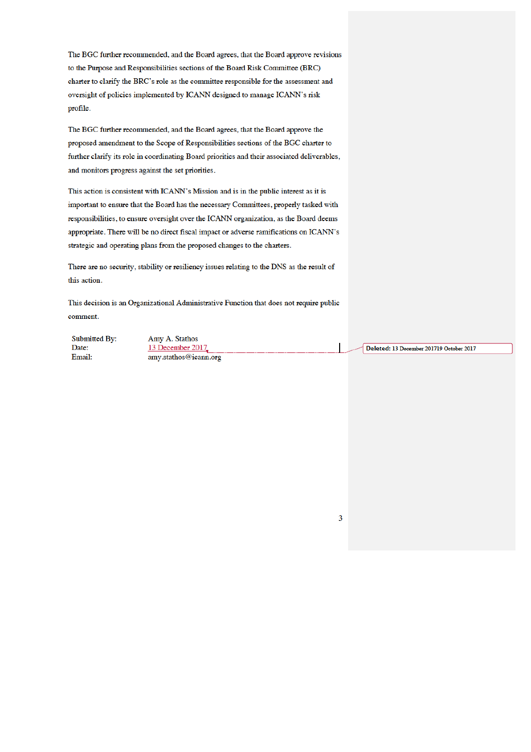The BGC further recommended, and the Board agrees, that the Board approve revisions to the Purpose and Responsibilities sections of the Board Risk Committee (BRC) charter to clarify the BRC's role as the committee responsible for the assessment and oversight of policies implemented by ICANN designed to manage ICANN's risk profile.

The BGC further recommended, and the Board agrees, that the Board approve the proposed amendment to the Scope of Responsibilities sections of the BGC charter to further clarify its role in coordinating Board priorities and their associated deliverables, and monitors progress against the set priorities.

This action is consistent with ICANN's Mission and is in the public interest as it is important to ensure that the Board has the necessary Committees, properly tasked with responsibilities, to ensure oversight over the ICANN organization, as the Board deems appropriate. There will be no direct fiscal impact or adverse ramifications on ICANN's strategic and operating plans from the proposed changes to the charters.

There are no security, stability or resiliency issues relating to the DNS as the result of this action.

This decision is an Organizational Administrative Function that does not require public comment.

| | |
|---|---|
| Submitted By: | Amy A. Stathos |
| Date: | 13 December 2017 |
| Email: | amy.stathos@icann.org |

Deleted: 13 December 201719 October 2017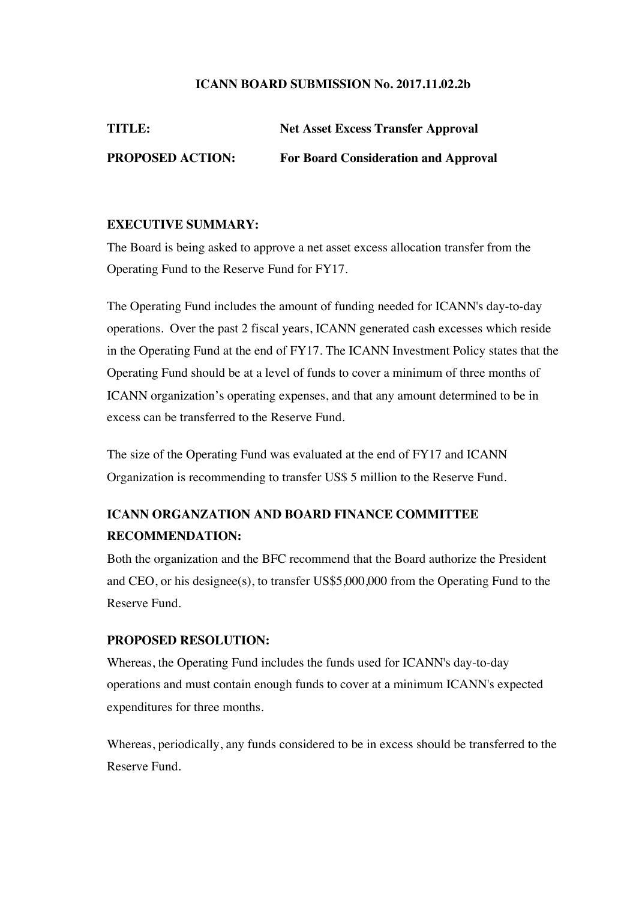**ICANN BOARD SUBMISSION No. 2017.11.02.2b**

**TITLE:** **Net Asset Excess Transfer Approval**

**PROPOSED ACTION:** **For Board Consideration and Approval**

**EXECUTIVE SUMMARY:**

The Board is being asked to approve a net asset excess allocation transfer from the Operating Fund to the Reserve Fund for FY17.

The Operating Fund includes the amount of funding needed for ICANN's day-to-day operations. Over the past 2 fiscal years, ICANN generated cash excesses which reside in the Operating Fund at the end of FY17. The ICANN Investment Policy states that the Operating Fund should be at a level of funds to cover a minimum of three months of ICANN organization's operating expenses, and that any amount determined to be in excess can be transferred to the Reserve Fund.

The size of the Operating Fund was evaluated at the end of FY17 and ICANN Organization is recommending to transfer US$ 5 million to the Reserve Fund.

**ICANN ORGANZATION AND BOARD FINANCE COMMITTEE RECOMMENDATION:**

Both the organization and the BFC recommend that the Board authorize the President and CEO, or his designee(s), to transfer US$5,000,000 from the Operating Fund to the Reserve Fund.

**PROPOSED RESOLUTION:**

Whereas, the Operating Fund includes the funds used for ICANN's day-to-day operations and must contain enough funds to cover at a minimum ICANN's expected expenditures for three months.

Whereas, periodically, any funds considered to be in excess should be transferred to the Reserve Fund.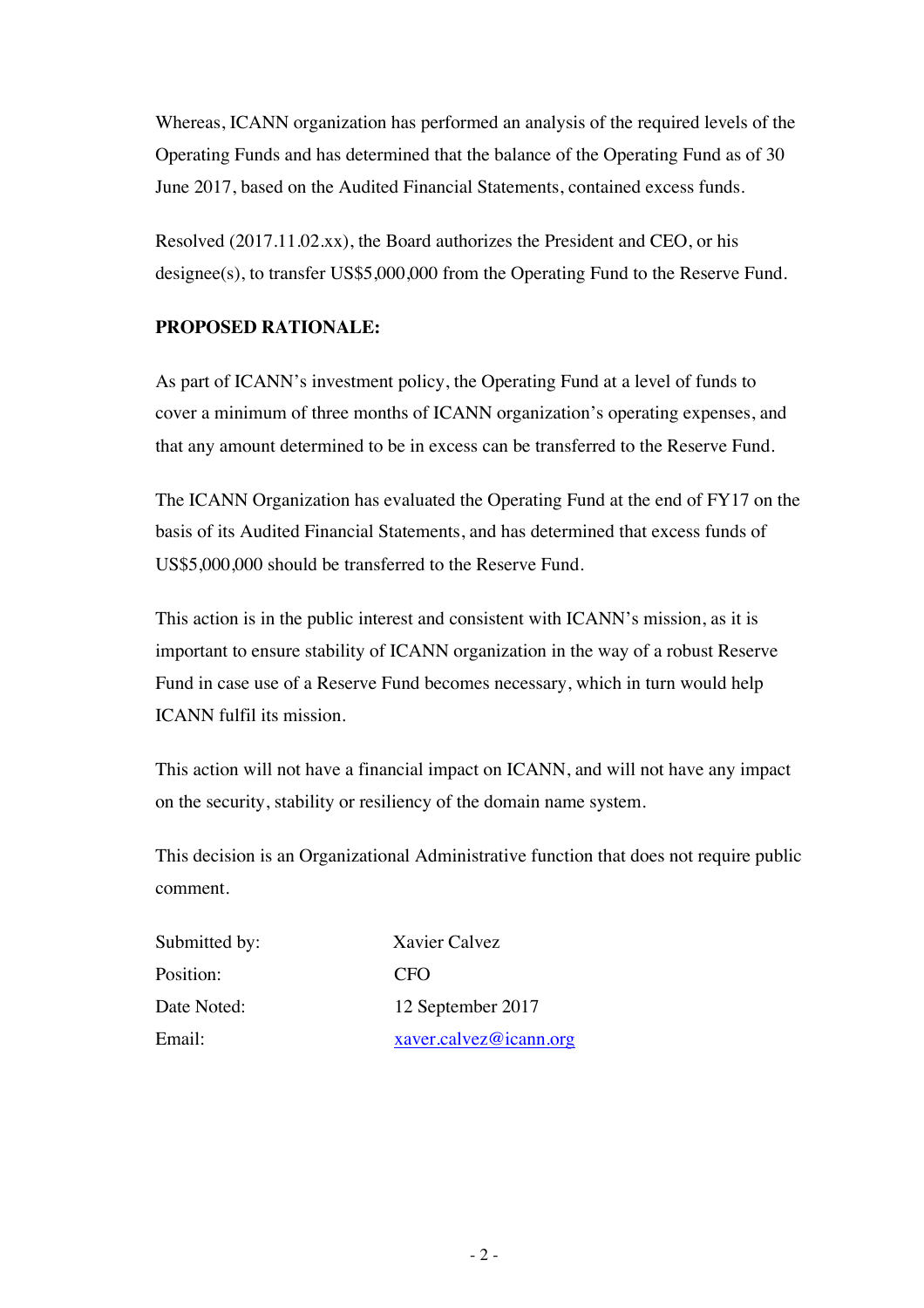Whereas, ICANN organization has performed an analysis of the required levels of the Operating Funds and has determined that the balance of the Operating Fund as of 30 June 2017, based on the Audited Financial Statements, contained excess funds.

Resolved (2017.11.02.xx), the Board authorizes the President and CEO, or his designee(s), to transfer US$5,000,000 from the Operating Fund to the Reserve Fund.

**PROPOSED RATIONALE:**

As part of ICANN's investment policy, the Operating Fund at a level of funds to cover a minimum of three months of ICANN organization's operating expenses, and that any amount determined to be in excess can be transferred to the Reserve Fund.

The ICANN Organization has evaluated the Operating Fund at the end of FY17 on the basis of its Audited Financial Statements, and has determined that excess funds of US$5,000,000 should be transferred to the Reserve Fund.

This action is in the public interest and consistent with ICANN's mission, as it is important to ensure stability of ICANN organization in the way of a robust Reserve Fund in case use of a Reserve Fund becomes necessary, which in turn would help ICANN fulfil its mission.

This action will not have a financial impact on ICANN, and will not have any impact on the security, stability or resiliency of the domain name system.

This decision is an Organizational Administrative function that does not require public comment.

| | |
|---|---|
| Submitted by: | Xavier Calvez |
| Position: | CFO |
| Date Noted: | 12 September 2017 |
| Email: | xaver.calvez@icann.org |